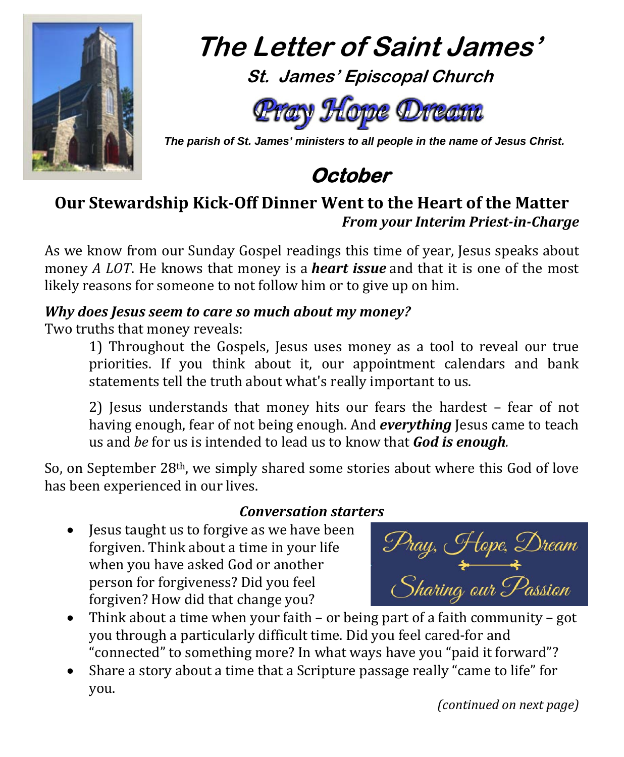# The Letter of Saint James'

**St. James' Episcopal Church**

Pray Hope Dream

*The parish of St. James' ministers to all people in the name of Jesus Christ.*

## October

## Our Stewardship Kick-Off Dinner Went to the Heart of the Matter

***From your Interim Priest-in-Charge***

As we know from our Sunday Gospel readings this time of year, Jesus speaks about money *A LOT*. He knows that money is a ***heart issue*** and that it is one of the most likely reasons for someone to not follow him or to give up on him.

***Why does Jesus seem to care so much about my money?***

Two truths that money reveals:

1) Throughout the Gospels, Jesus uses money as a tool to reveal our true priorities. If you think about it, our appointment calendars and bank statements tell the truth about what's really important to us.

2) Jesus understands that money hits our fears the hardest – fear of not having enough, fear of not being enough. And ***everything*** Jesus came to teach us and *be* for us is intended to lead us to know that ***God is enough.***

So, on September 28th, we simply shared some stories about where this God of love has been experienced in our lives.

***Conversation starters***

Pray, Hope, Dream — Sharing our Passion

- Jesus taught us to forgive as we have been forgiven. Think about a time in your life when you have asked God or another person for forgiveness? Did you feel forgiven? How did that change you?
- Think about a time when your faith – or being part of a faith community – got you through a particularly difficult time. Did you feel cared-for and "connected" to something more? In what ways have you "paid it forward"?
- Share a story about a time that a Scripture passage really "came to life" for you.

*(continued on next page)*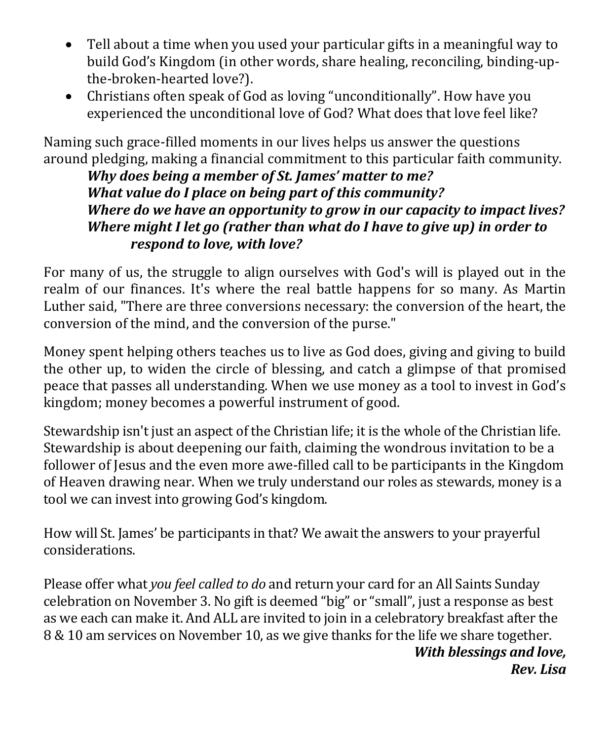- Tell about a time when you used your particular gifts in a meaningful way to build God's Kingdom (in other words, share healing, reconciling, binding-up-the-broken-hearted love?).
- Christians often speak of God as loving "unconditionally". How have you experienced the unconditional love of God? What does that love feel like?

Naming such grace-filled moments in our lives helps us answer the questions around pledging, making a financial commitment to this particular faith community.

> ***Why does being a member of St. James' matter to me?***
> ***What value do I place on being part of this community?***
> ***Where do we have an opportunity to grow in our capacity to impact lives?***
> ***Where might I let go (rather than what do I have to give up) in order to respond to love, with love?***

For many of us, the struggle to align ourselves with God's will is played out in the realm of our finances. It's where the real battle happens for so many. As Martin Luther said, "There are three conversions necessary: the conversion of the heart, the conversion of the mind, and the conversion of the purse."

Money spent helping others teaches us to live as God does, giving and giving to build the other up, to widen the circle of blessing, and catch a glimpse of that promised peace that passes all understanding. When we use money as a tool to invest in God's kingdom; money becomes a powerful instrument of good.

Stewardship isn't just an aspect of the Christian life; it is the whole of the Christian life. Stewardship is about deepening our faith, claiming the wondrous invitation to be a follower of Jesus and the even more awe-filled call to be participants in the Kingdom of Heaven drawing near. When we truly understand our roles as stewards, money is a tool we can invest into growing God's kingdom.

How will St. James' be participants in that? We await the answers to your prayerful considerations.

Please offer what *you feel called to do* and return your card for an All Saints Sunday celebration on November 3. No gift is deemed "big" or "small", just a response as best as we each can make it. And ALL are invited to join in a celebratory breakfast after the 8 & 10 am services on November 10, as we give thanks for the life we share together.

***With blessings and love,***
***Rev. Lisa***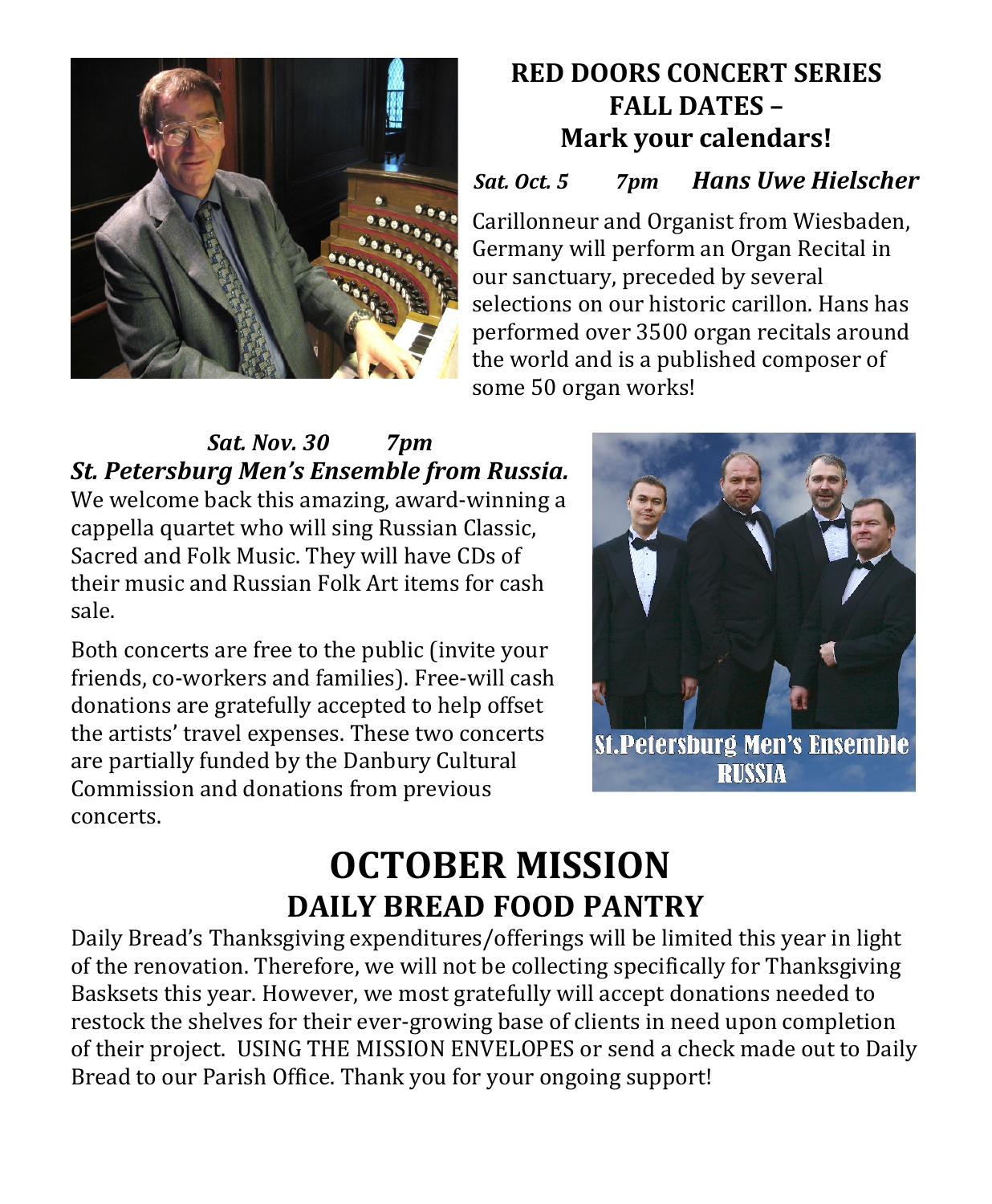## RED DOORS CONCERT SERIES FALL DATES – Mark your calendars!

***Sat. Oct. 5 7pm Hans Uwe Hielscher***

Carillonneur and Organist from Wiesbaden, Germany will perform an Organ Recital in our sanctuary, preceded by several selections on our historic carillon. Hans has performed over 3500 organ recitals around the world and is a published composer of some 50 organ works!

***Sat. Nov. 30 7pm***
***St. Petersburg Men's Ensemble from Russia.***
We welcome back this amazing, award-winning a cappella quartet who will sing Russian Classic, Sacred and Folk Music. They will have CDs of their music and Russian Folk Art items for cash sale.

Both concerts are free to the public (invite your friends, co-workers and families). Free-will cash donations are gratefully accepted to help offset the artists' travel expenses. These two concerts are partially funded by the Danbury Cultural Commission and donations from previous concerts.

St.Petersburg Men's Ensemble RUSSIA

# OCTOBER MISSION

## DAILY BREAD FOOD PANTRY

Daily Bread's Thanksgiving expenditures/offerings will be limited this year in light of the renovation. Therefore, we will not be collecting specifically for Thanksgiving Basksets this year. However, we most gratefully will accept donations needed to restock the shelves for their ever-growing base of clients in need upon completion of their project. USING THE MISSION ENVELOPES or send a check made out to Daily Bread to our Parish Office. Thank you for your ongoing support!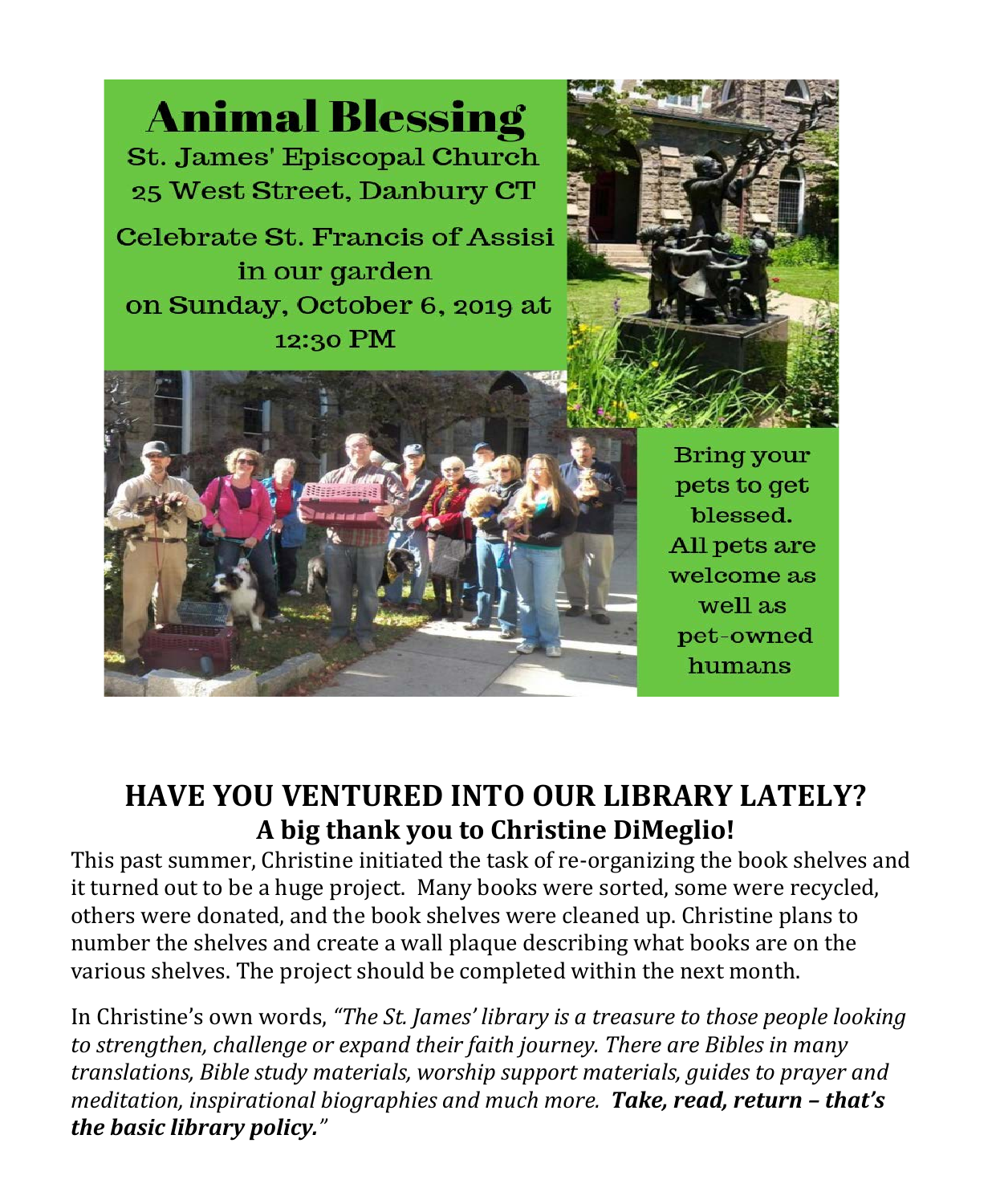# Animal Blessing

St. James' Episcopal Church
25 West Street, Danbury CT

Celebrate St. Francis of Assisi in our garden on Sunday, October 6, 2019 at 12:30 PM

Bring your pets to get blessed. All pets are welcome as well as pet-owned humans

## HAVE YOU VENTURED INTO OUR LIBRARY LATELY?

### A big thank you to Christine DiMeglio!

This past summer, Christine initiated the task of re-organizing the book shelves and it turned out to be a huge project. Many books were sorted, some were recycled, others were donated, and the book shelves were cleaned up. Christine plans to number the shelves and create a wall plaque describing what books are on the various shelves. The project should be completed within the next month.

In Christine's own words, *"The St. James' library is a treasure to those people looking to strengthen, challenge or expand their faith journey. There are Bibles in many translations, Bible study materials, worship support materials, guides to prayer and meditation, inspirational biographies and much more.* ***Take, read, return – that's the basic library policy.****"*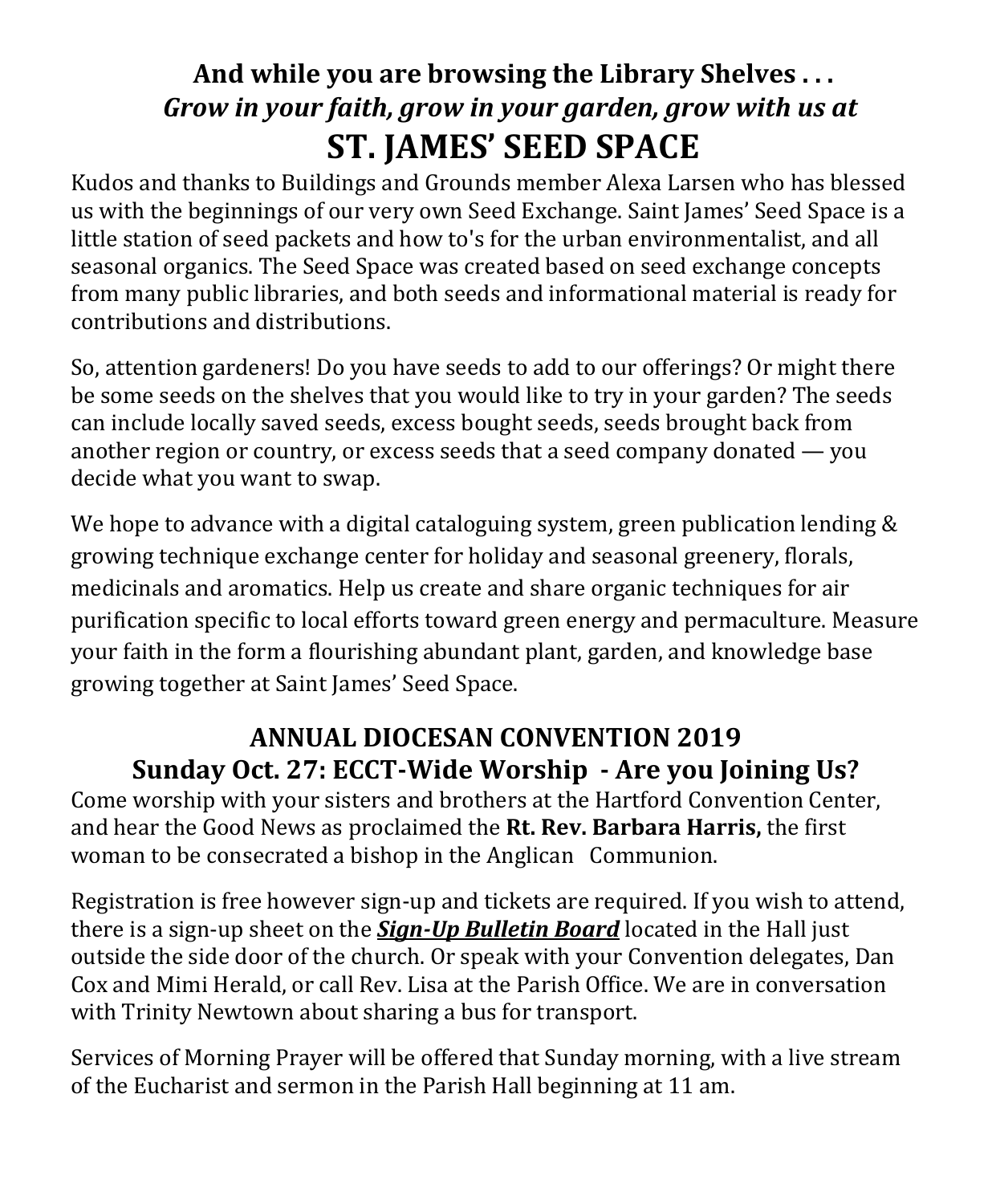## And while you are browsing the Library Shelves . . .

### *Grow in your faith, grow in your garden, grow with us at*

# ST. JAMES' SEED SPACE

Kudos and thanks to Buildings and Grounds member Alexa Larsen who has blessed us with the beginnings of our very own Seed Exchange. Saint James' Seed Space is a little station of seed packets and how to's for the urban environmentalist, and all seasonal organics. The Seed Space was created based on seed exchange concepts from many public libraries, and both seeds and informational material is ready for contributions and distributions.

So, attention gardeners! Do you have seeds to add to our offerings? Or might there be some seeds on the shelves that you would like to try in your garden? The seeds can include locally saved seeds, excess bought seeds, seeds brought back from another region or country, or excess seeds that a seed company donated — you decide what you want to swap.

We hope to advance with a digital cataloguing system, green publication lending & growing technique exchange center for holiday and seasonal greenery, florals, medicinals and aromatics. Help us create and share organic techniques for air purification specific to local efforts toward green energy and permaculture. Measure your faith in the form a flourishing abundant plant, garden, and knowledge base growing together at Saint James' Seed Space.

## ANNUAL DIOCESAN CONVENTION 2019

### Sunday Oct. 27: ECCT-Wide Worship - Are you Joining Us?

Come worship with your sisters and brothers at the Hartford Convention Center, and hear the Good News as proclaimed the **Rt. Rev. Barbara Harris,** the first woman to be consecrated a bishop in the Anglican Communion.

Registration is free however sign-up and tickets are required. If you wish to attend, there is a sign-up sheet on the ***Sign-Up Bulletin Board*** located in the Hall just outside the side door of the church. Or speak with your Convention delegates, Dan Cox and Mimi Herald, or call Rev. Lisa at the Parish Office. We are in conversation with Trinity Newtown about sharing a bus for transport.

Services of Morning Prayer will be offered that Sunday morning, with a live stream of the Eucharist and sermon in the Parish Hall beginning at 11 am.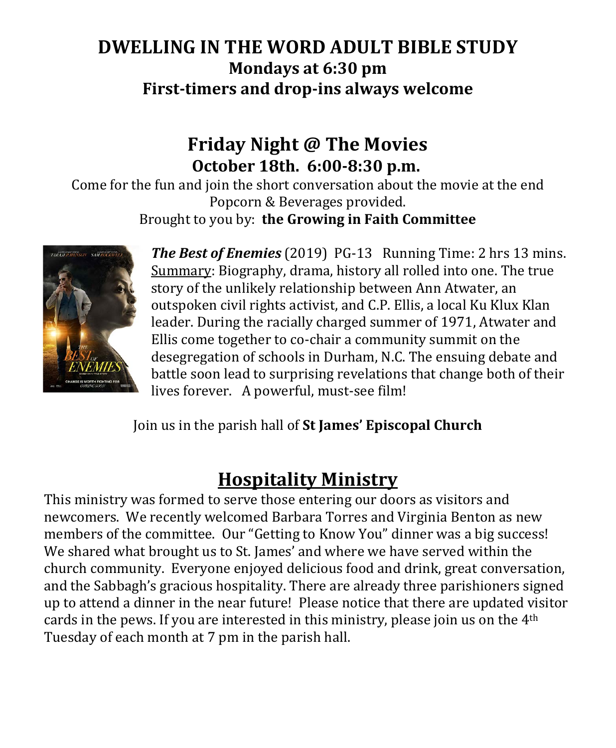## DWELLING IN THE WORD ADULT BIBLE STUDY

**Mondays at 6:30 pm**

**First-timers and drop-ins always welcome**

## Friday Night @ The Movies

**October 18th. 6:00-8:30 p.m.**

Come for the fun and join the short conversation about the movie at the end

Popcorn & Beverages provided.

Brought to you by: **the Growing in Faith Committee**

***The Best of Enemies*** (2019) PG-13 Running Time: 2 hrs 13 mins. Summary: Biography, drama, history all rolled into one. The true story of the unlikely relationship between Ann Atwater, an outspoken civil rights activist, and C.P. Ellis, a local Ku Klux Klan leader. During the racially charged summer of 1971, Atwater and Ellis come together to co-chair a community summit on the desegregation of schools in Durham, N.C. The ensuing debate and battle soon lead to surprising revelations that change both of their lives forever. A powerful, must-see film!

Join us in the parish hall of **St James' Episcopal Church**

## Hospitality Ministry

This ministry was formed to serve those entering our doors as visitors and newcomers. We recently welcomed Barbara Torres and Virginia Benton as new members of the committee. Our "Getting to Know You" dinner was a big success! We shared what brought us to St. James' and where we have served within the church community. Everyone enjoyed delicious food and drink, great conversation, and the Sabbagh's gracious hospitality. There are already three parishioners signed up to attend a dinner in the near future! Please notice that there are updated visitor cards in the pews. If you are interested in this ministry, please join us on the 4th Tuesday of each month at 7 pm in the parish hall.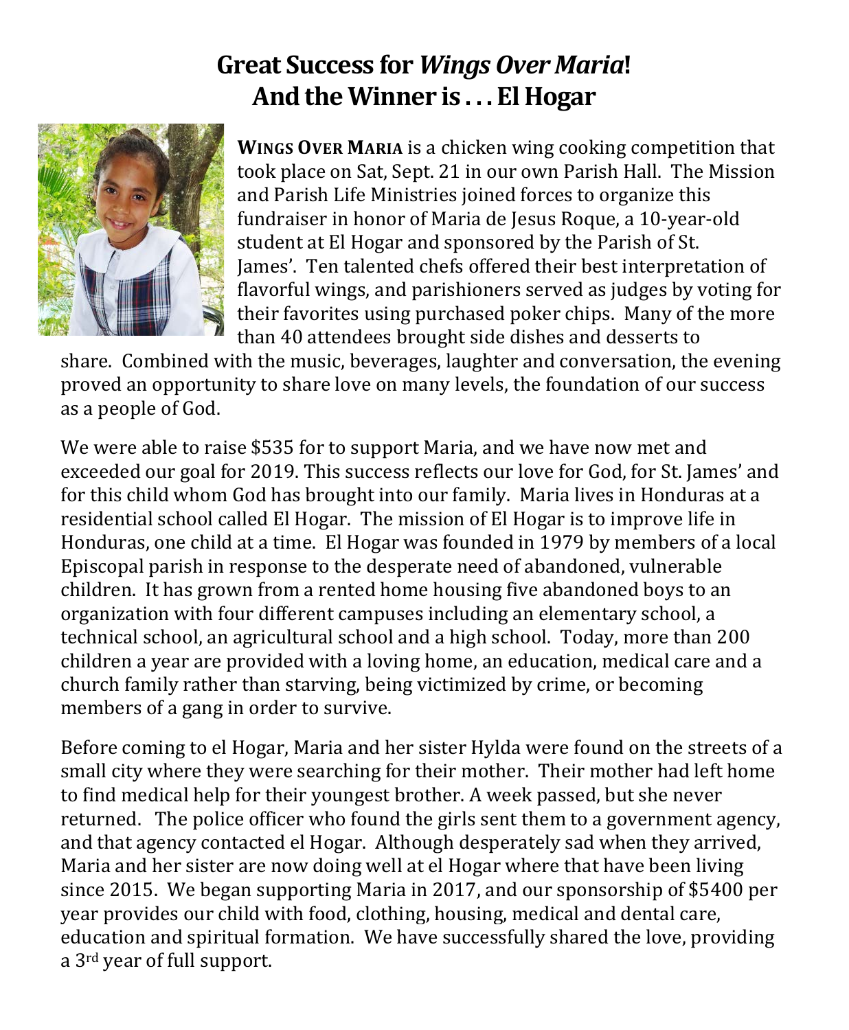# Great Success for *Wings Over Maria*! And the Winner is . . . El Hogar

**WINGS OVER MARIA** is a chicken wing cooking competition that took place on Sat, Sept. 21 in our own Parish Hall. The Mission and Parish Life Ministries joined forces to organize this fundraiser in honor of Maria de Jesus Roque, a 10-year-old student at El Hogar and sponsored by the Parish of St. James'. Ten talented chefs offered their best interpretation of flavorful wings, and parishioners served as judges by voting for their favorites using purchased poker chips. Many of the more than 40 attendees brought side dishes and desserts to share. Combined with the music, beverages, laughter and conversation, the evening proved an opportunity to share love on many levels, the foundation of our success as a people of God.

We were able to raise $535 for to support Maria, and we have now met and exceeded our goal for 2019. This success reflects our love for God, for St. James' and for this child whom God has brought into our family. Maria lives in Honduras at a residential school called El Hogar. The mission of El Hogar is to improve life in Honduras, one child at a time. El Hogar was founded in 1979 by members of a local Episcopal parish in response to the desperate need of abandoned, vulnerable children. It has grown from a rented home housing five abandoned boys to an organization with four different campuses including an elementary school, a technical school, an agricultural school and a high school. Today, more than 200 children a year are provided with a loving home, an education, medical care and a church family rather than starving, being victimized by crime, or becoming members of a gang in order to survive.

Before coming to el Hogar, Maria and her sister Hylda were found on the streets of a small city where they were searching for their mother. Their mother had left home to find medical help for their youngest brother. A week passed, but she never returned. The police officer who found the girls sent them to a government agency, and that agency contacted el Hogar. Although desperately sad when they arrived, Maria and her sister are now doing well at el Hogar where that have been living since 2015. We began supporting Maria in 2017, and our sponsorship of $5400 per year provides our child with food, clothing, housing, medical and dental care, education and spiritual formation. We have successfully shared the love, providing a 3rd year of full support.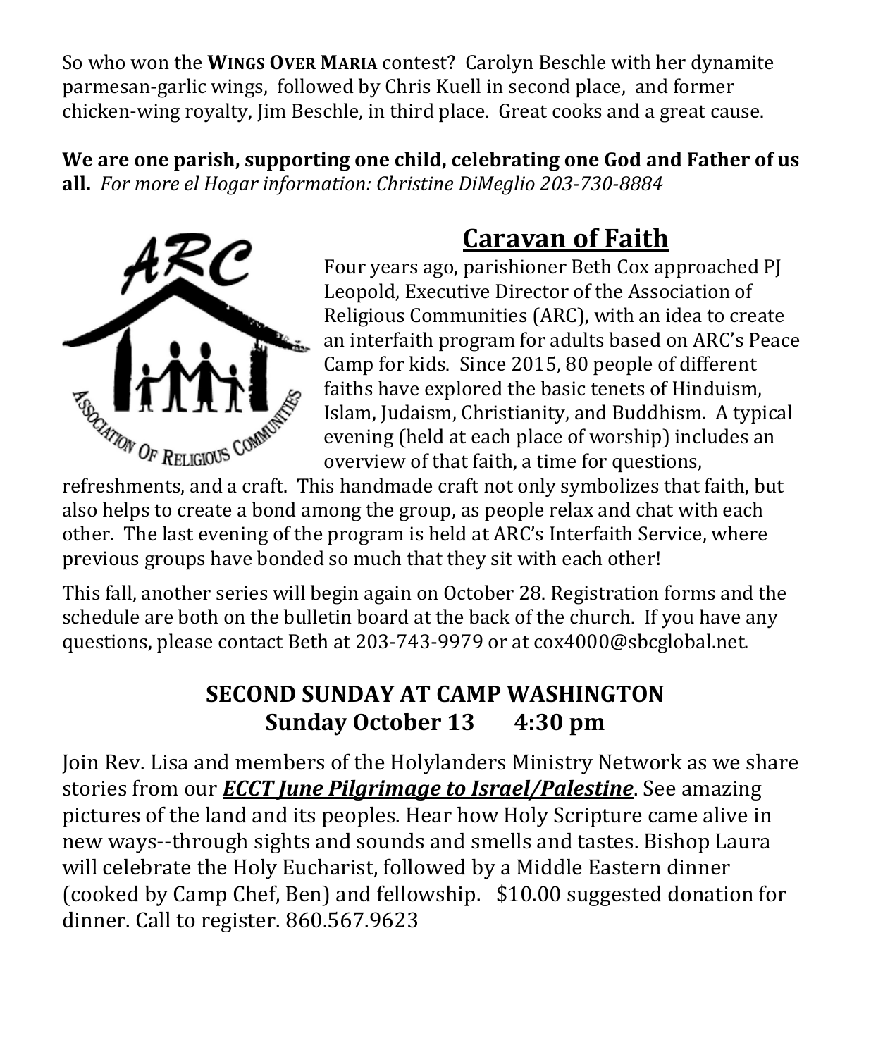So who won the **WINGS OVER MARIA** contest? Carolyn Beschle with her dynamite parmesan-garlic wings, followed by Chris Kuell in second place, and former chicken-wing royalty, Jim Beschle, in third place. Great cooks and a great cause.

**We are one parish, supporting one child, celebrating one God and Father of us all.** *For more el Hogar information: Christine DiMeglio 203-730-8884*

## Caravan of Faith

Four years ago, parishioner Beth Cox approached PJ Leopold, Executive Director of the Association of Religious Communities (ARC), with an idea to create an interfaith program for adults based on ARC's Peace Camp for kids. Since 2015, 80 people of different faiths have explored the basic tenets of Hinduism, Islam, Judaism, Christianity, and Buddhism. A typical evening (held at each place of worship) includes an overview of that faith, a time for questions, refreshments, and a craft. This handmade craft not only symbolizes that faith, but also helps to create a bond among the group, as people relax and chat with each other. The last evening of the program is held at ARC's Interfaith Service, where previous groups have bonded so much that they sit with each other!

This fall, another series will begin again on October 28. Registration forms and the schedule are both on the bulletin board at the back of the church. If you have any questions, please contact Beth at 203-743-9979 or at cox4000@sbcglobal.net.

## SECOND SUNDAY AT CAMP WASHINGTON
### Sunday October 13 4:30 pm

Join Rev. Lisa and members of the Holylanders Ministry Network as we share stories from our ***ECCT June Pilgrimage to Israel/Palestine***. See amazing pictures of the land and its peoples. Hear how Holy Scripture came alive in new ways--through sights and sounds and smells and tastes. Bishop Laura will celebrate the Holy Eucharist, followed by a Middle Eastern dinner (cooked by Camp Chef, Ben) and fellowship. $10.00 suggested donation for dinner. Call to register. 860.567.9623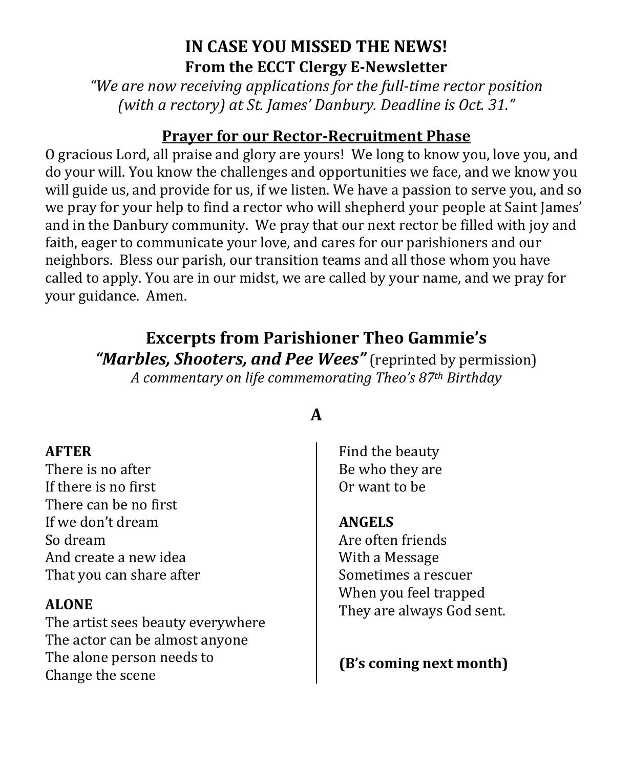## IN CASE YOU MISSED THE NEWS!

**From the ECCT Clergy E-Newsletter**

*"We are now receiving applications for the full-time rector position (with a rectory) at St. James' Danbury. Deadline is Oct. 31."*

### Prayer for our Rector-Recruitment Phase

O gracious Lord, all praise and glory are yours! We long to know you, love you, and do your will. You know the challenges and opportunities we face, and we know you will guide us, and provide for us, if we listen. We have a passion to serve you, and so we pray for your help to find a rector who will shepherd your people at Saint James' and in the Danbury community. We pray that our next rector be filled with joy and faith, eager to communicate your love, and cares for our parishioners and our neighbors. Bless our parish, our transition teams and all those whom you have called to apply. You are in our midst, we are called by your name, and we pray for your guidance. Amen.

## Excerpts from Parishioner Theo Gammie's

***"Marbles, Shooters, and Pee Wees"*** (reprinted by permission)

*A commentary on life commemorating Theo's 87th Birthday*

### A

**AFTER**
There is no after
If there is no first
There can be no first
If we don't dream
So dream
And create a new idea
That you can share after

**ALONE**
The artist sees beauty everywhere
The actor can be almost anyone
The alone person needs to
Change the scene
Find the beauty
Be who they are
Or want to be

**ANGELS**
Are often friends
With a Message
Sometimes a rescuer
When you feel trapped
They are always God sent.

**(B's coming next month)**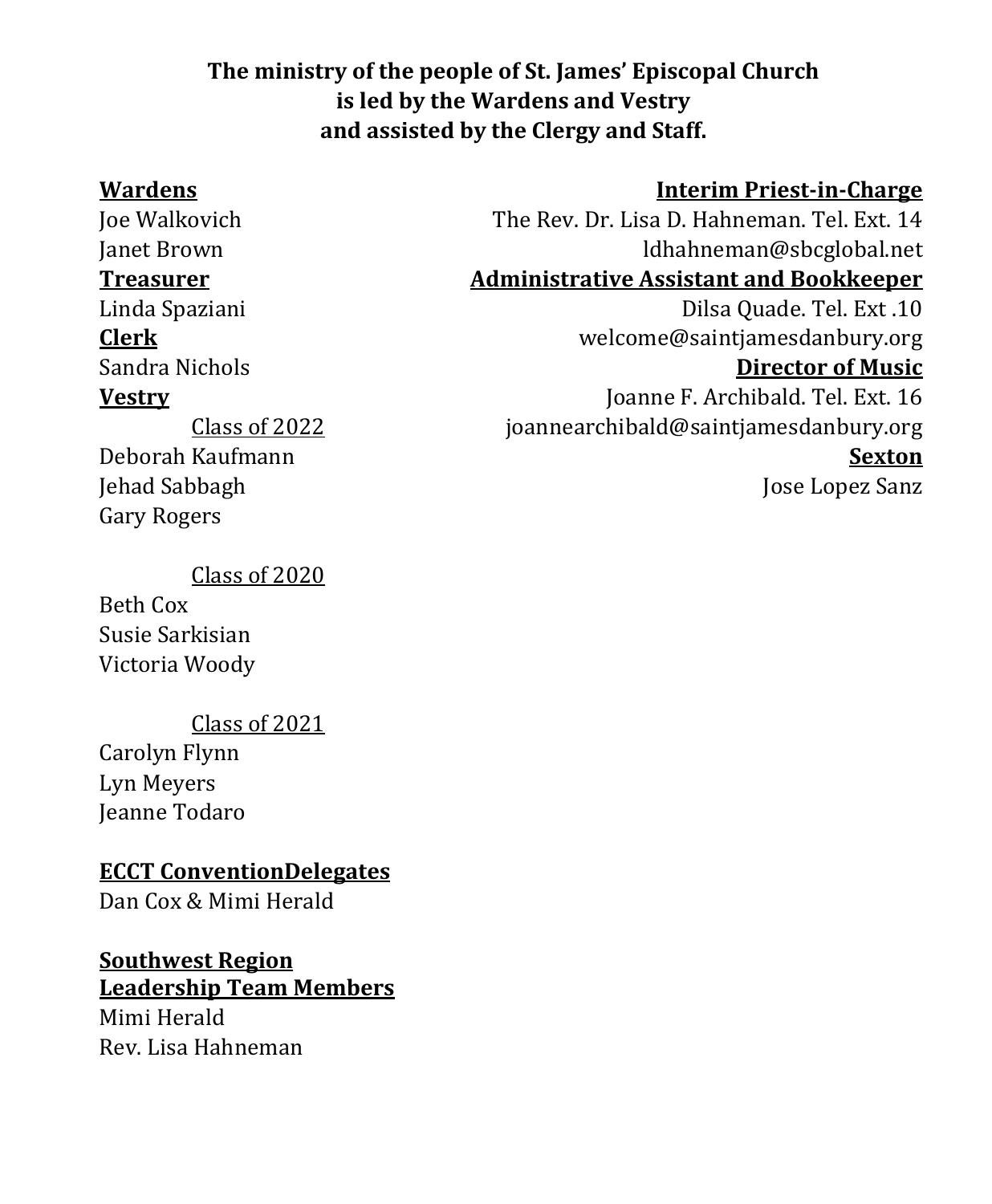**The ministry of the people of St. James' Episcopal Church**
**is led by the Wardens and Vestry**
**and assisted by the Clergy and Staff.**

**Wardens**
Joe Walkovich
Janet Brown

**Treasurer**
Linda Spaziani

**Clerk**
Sandra Nichols

**Vestry**

Class of 2022
Deborah Kaufmann
Jehad Sabbagh
Gary Rogers

Class of 2020
Beth Cox
Susie Sarkisian
Victoria Woody

Class of 2021
Carolyn Flynn
Lyn Meyers
Jeanne Todaro

**ECCT ConventionDelegates**
Dan Cox & Mimi Herald

**Southwest Region Leadership Team Members**
Mimi Herald
Rev. Lisa Hahneman

**Interim Priest-in-Charge**
The Rev. Dr. Lisa D. Hahneman. Tel. Ext. 14
ldhahneman@sbcglobal.net

**Administrative Assistant and Bookkeeper**
Dilsa Quade. Tel. Ext .10
welcome@saintjamesdanbury.org

**Director of Music**
Joanne F. Archibald. Tel. Ext. 16
joannearchibald@saintjamesdanbury.org

**Sexton**
Jose Lopez Sanz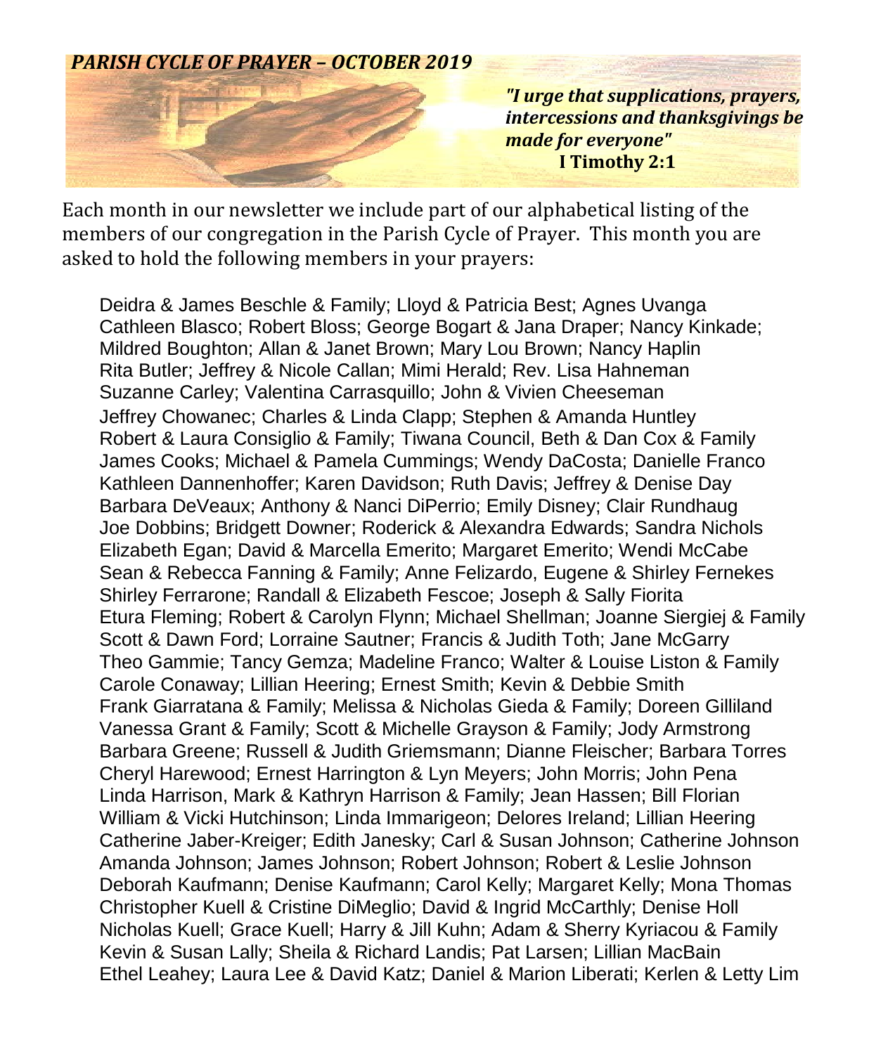## *PARISH CYCLE OF PRAYER – OCTOBER 2019*

***"I urge that supplications, prayers, intercessions and thanksgivings be made for everyone"***
**I Timothy 2:1**

Each month in our newsletter we include part of our alphabetical listing of the members of our congregation in the Parish Cycle of Prayer. This month you are asked to hold the following members in your prayers:

Deidra & James Beschle & Family; Lloyd & Patricia Best; Agnes Uvanga
Cathleen Blasco; Robert Bloss; George Bogart & Jana Draper; Nancy Kinkade;
Mildred Boughton; Allan & Janet Brown; Mary Lou Brown; Nancy Haplin
Rita Butler; Jeffrey & Nicole Callan; Mimi Herald; Rev. Lisa Hahneman
Suzanne Carley; Valentina Carrasquillo; John & Vivien Cheeseman
Jeffrey Chowanec; Charles & Linda Clapp; Stephen & Amanda Huntley
Robert & Laura Consiglio & Family; Tiwana Council, Beth & Dan Cox & Family
James Cooks; Michael & Pamela Cummings; Wendy DaCosta; Danielle Franco
Kathleen Dannenhoffer; Karen Davidson; Ruth Davis; Jeffrey & Denise Day
Barbara DeVeaux; Anthony & Nanci DiPerrio; Emily Disney; Clair Rundhaug
Joe Dobbins; Bridgett Downer; Roderick & Alexandra Edwards; Sandra Nichols
Elizabeth Egan; David & Marcella Emerito; Margaret Emerito; Wendi McCabe
Sean & Rebecca Fanning & Family; Anne Felizardo, Eugene & Shirley Fernekes
Shirley Ferrarone; Randall & Elizabeth Fescoe; Joseph & Sally Fiorita
Etura Fleming; Robert & Carolyn Flynn; Michael Shellman; Joanne Siergiej & Family
Scott & Dawn Ford; Lorraine Sautner; Francis & Judith Toth; Jane McGarry
Theo Gammie; Tancy Gemza; Madeline Franco; Walter & Louise Liston & Family
Carole Conaway; Lillian Heering; Ernest Smith; Kevin & Debbie Smith
Frank Giarratana & Family; Melissa & Nicholas Gieda & Family; Doreen Gilliland
Vanessa Grant & Family; Scott & Michelle Grayson & Family; Jody Armstrong
Barbara Greene; Russell & Judith Griemsmann; Dianne Fleischer; Barbara Torres
Cheryl Harewood; Ernest Harrington & Lyn Meyers; John Morris; John Pena
Linda Harrison, Mark & Kathryn Harrison & Family; Jean Hassen; Bill Florian
William & Vicki Hutchinson; Linda Immarigeon; Delores Ireland; Lillian Heering
Catherine Jaber-Kreiger; Edith Janesky; Carl & Susan Johnson; Catherine Johnson
Amanda Johnson; James Johnson; Robert Johnson; Robert & Leslie Johnson
Deborah Kaufmann; Denise Kaufmann; Carol Kelly; Margaret Kelly; Mona Thomas
Christopher Kuell & Cristine DiMeglio; David & Ingrid McCarthly; Denise Holl
Nicholas Kuell; Grace Kuell; Harry & Jill Kuhn; Adam & Sherry Kyriacou & Family
Kevin & Susan Lally; Sheila & Richard Landis; Pat Larsen; Lillian MacBain
Ethel Leahey; Laura Lee & David Katz; Daniel & Marion Liberati; Kerlen & Letty Lim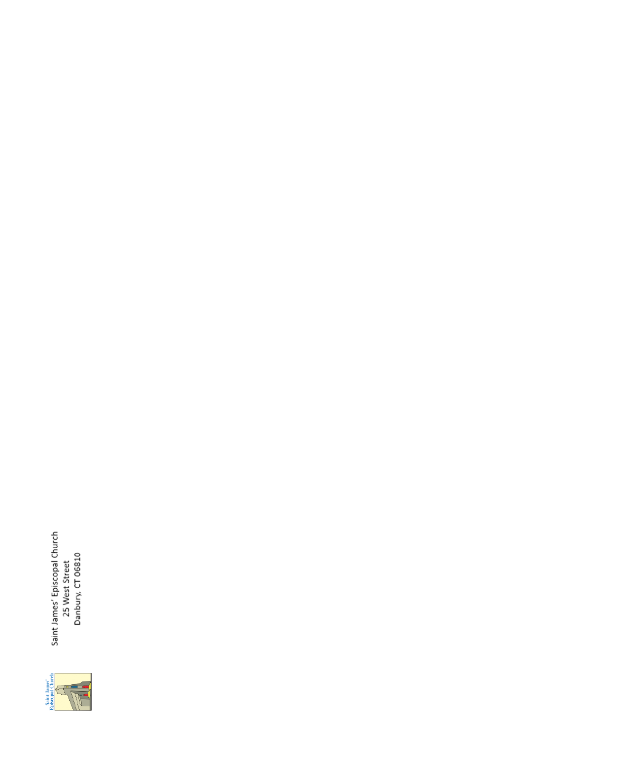Saint James' Episcopal Church
25 West Street
Danbury, CT 06810